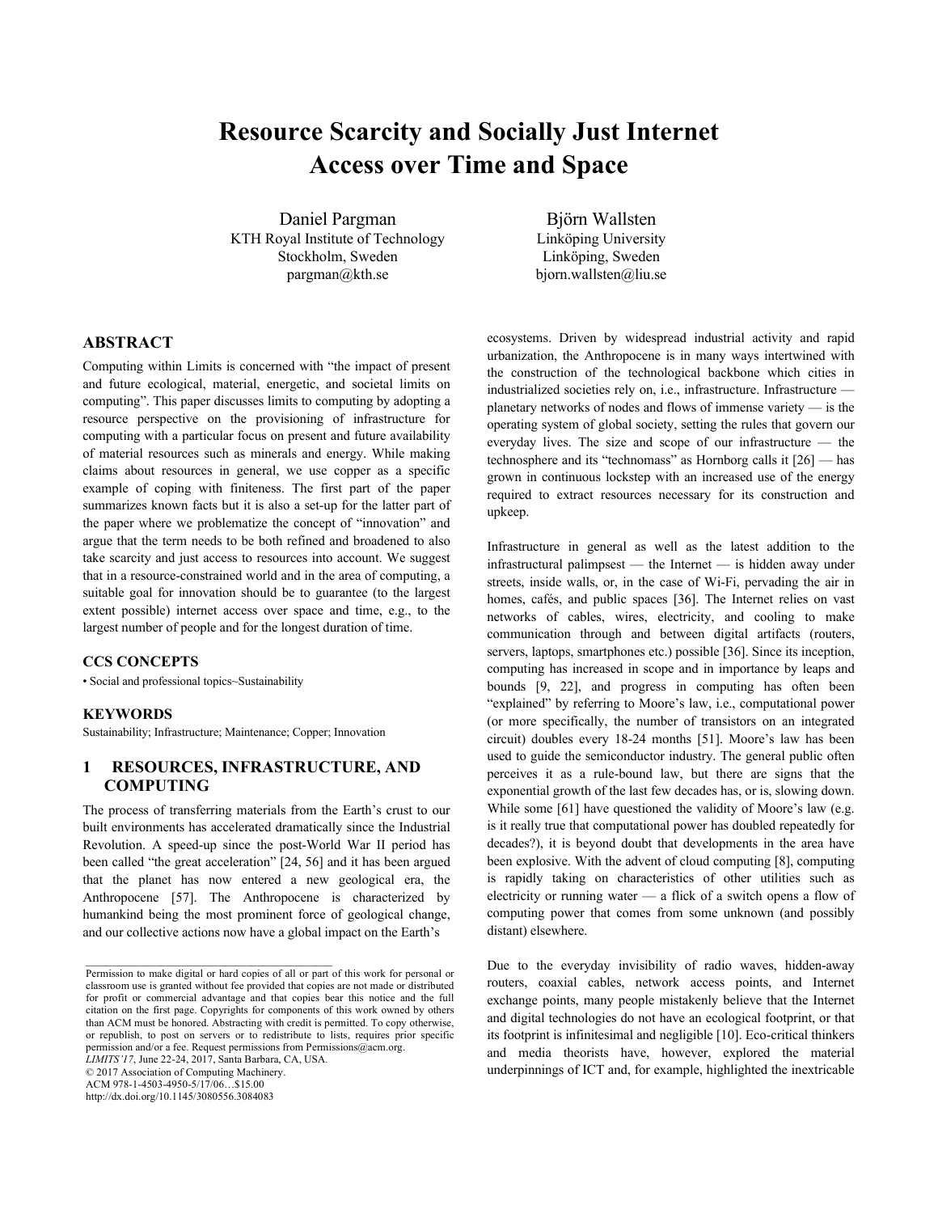# Resource Scarcity and Socially Just Internet Access over Time and Space

Daniel Pargman
KTH Royal Institute of Technology
Stockholm, Sweden
pargman@kth.se

Björn Wallsten
Linköping University
Linköping, Sweden
bjorn.wallsten@liu.se

## ABSTRACT

Computing within Limits is concerned with "the impact of present and future ecological, material, energetic, and societal limits on computing". This paper discusses limits to computing by adopting a resource perspective on the provisioning of infrastructure for computing with a particular focus on present and future availability of material resources such as minerals and energy. While making claims about resources in general, we use copper as a specific example of coping with finiteness. The first part of the paper summarizes known facts but it is also a set-up for the latter part of the paper where we problematize the concept of "innovation" and argue that the term needs to be both refined and broadened to also take scarcity and just access to resources into account. We suggest that in a resource-constrained world and in the area of computing, a suitable goal for innovation should be to guarantee (to the largest extent possible) internet access over space and time, e.g., to the largest number of people and for the longest duration of time.

### CCS CONCEPTS

• Social and professional topics~Sustainability

### KEYWORDS

Sustainability; Infrastructure; Maintenance; Copper; Innovation

## 1 RESOURCES, INFRASTRUCTURE, AND COMPUTING

The process of transferring materials from the Earth's crust to our built environments has accelerated dramatically since the Industrial Revolution. A speed-up since the post-World War II period has been called "the great acceleration" [24, 56] and it has been argued that the planet has now entered a new geological era, the Anthropocene [57]. The Anthropocene is characterized by humankind being the most prominent force of geological change, and our collective actions now have a global impact on the Earth's ecosystems. Driven by widespread industrial activity and rapid urbanization, the Anthropocene is in many ways intertwined with the construction of the technological backbone which cities in industrialized societies rely on, i.e., infrastructure. Infrastructure — planetary networks of nodes and flows of immense variety — is the operating system of global society, setting the rules that govern our everyday lives. The size and scope of our infrastructure — the technosphere and its "technomass" as Hornborg calls it [26] — has grown in continuous lockstep with an increased use of the energy required to extract resources necessary for its construction and upkeep.

Infrastructure in general as well as the latest addition to the infrastructural palimpsest — the Internet — is hidden away under streets, inside walls, or, in the case of Wi-Fi, pervading the air in homes, cafés, and public spaces [36]. The Internet relies on vast networks of cables, wires, electricity, and cooling to make communication through and between digital artifacts (routers, servers, laptops, smartphones etc.) possible [36]. Since its inception, computing has increased in scope and in importance by leaps and bounds [9, 22], and progress in computing has often been "explained" by referring to Moore's law, i.e., computational power (or more specifically, the number of transistors on an integrated circuit) doubles every 18-24 months [51]. Moore's law has been used to guide the semiconductor industry. The general public often perceives it as a rule-bound law, but there are signs that the exponential growth of the last few decades has, or is, slowing down. While some [61] have questioned the validity of Moore's law (e.g. is it really true that computational power has doubled repeatedly for decades?), it is beyond doubt that developments in the area have been explosive. With the advent of cloud computing [8], computing is rapidly taking on characteristics of other utilities such as electricity or running water — a flick of a switch opens a flow of computing power that comes from some unknown (and possibly distant) elsewhere.

Due to the everyday invisibility of radio waves, hidden-away routers, coaxial cables, network access points, and Internet exchange points, many people mistakenly believe that the Internet and digital technologies do not have an ecological footprint, or that its footprint is infinitesimal and negligible [10]. Eco-critical thinkers and media theorists have, however, explored the material underpinnings of ICT and, for example, highlighted the inextricable

---

Permission to make digital or hard copies of all or part of this work for personal or classroom use is granted without fee provided that copies are not made or distributed for profit or commercial advantage and that copies bear this notice and the full citation on the first page. Copyrights for components of this work owned by others than ACM must be honored. Abstracting with credit is permitted. To copy otherwise, or republish, to post on servers or to redistribute to lists, requires prior specific permission and/or a fee. Request permissions from Permissions@acm.org.
*LIMITS'17*, June 22-24, 2017, Santa Barbara, CA, USA.
© 2017 Association of Computing Machinery.
ACM 978-1-4503-4950-5/17/06…$15.00
http://dx.doi.org/10.1145/3080556.3084083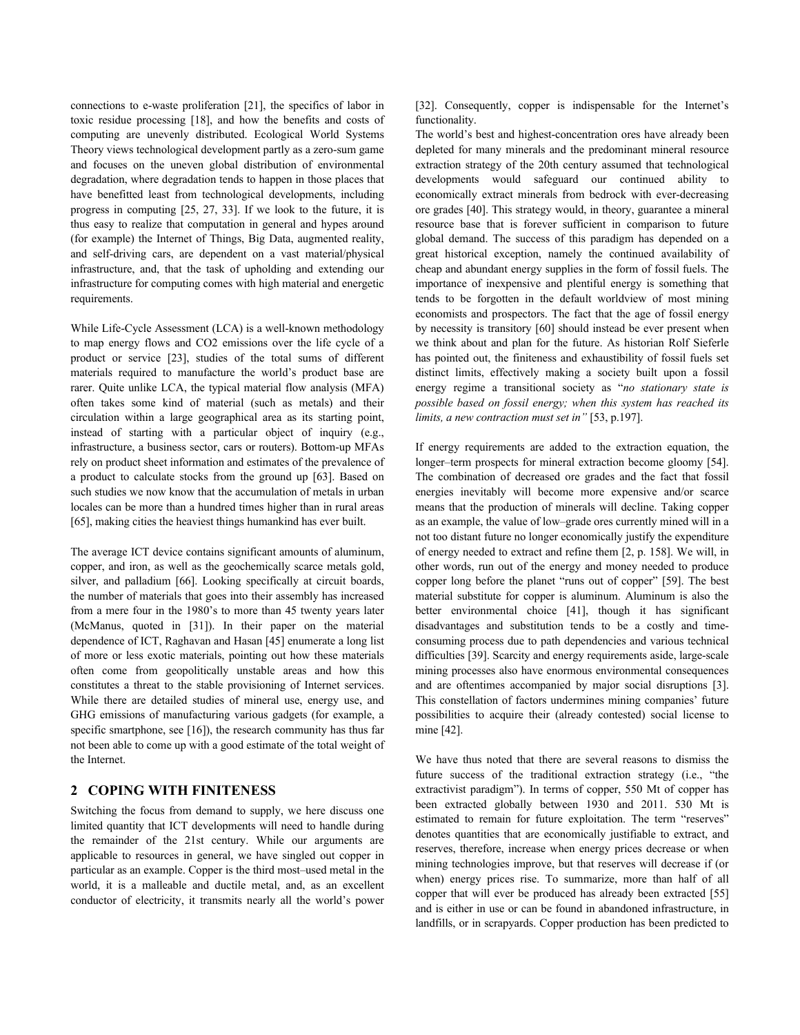connections to e-waste proliferation [21], the specifics of labor in toxic residue processing [18], and how the benefits and costs of computing are unevenly distributed. Ecological World Systems Theory views technological development partly as a zero-sum game and focuses on the uneven global distribution of environmental degradation, where degradation tends to happen in those places that have benefitted least from technological developments, including progress in computing [25, 27, 33]. If we look to the future, it is thus easy to realize that computation in general and hypes around (for example) the Internet of Things, Big Data, augmented reality, and self-driving cars, are dependent on a vast material/physical infrastructure, and, that the task of upholding and extending our infrastructure for computing comes with high material and energetic requirements.

While Life-Cycle Assessment (LCA) is a well-known methodology to map energy flows and CO2 emissions over the life cycle of a product or service [23], studies of the total sums of different materials required to manufacture the world's product base are rarer. Quite unlike LCA, the typical material flow analysis (MFA) often takes some kind of material (such as metals) and their circulation within a large geographical area as its starting point, instead of starting with a particular object of inquiry (e.g., infrastructure, a business sector, cars or routers). Bottom-up MFAs rely on product sheet information and estimates of the prevalence of a product to calculate stocks from the ground up [63]. Based on such studies we now know that the accumulation of metals in urban locales can be more than a hundred times higher than in rural areas [65], making cities the heaviest things humankind has ever built.

The average ICT device contains significant amounts of aluminum, copper, and iron, as well as the geochemically scarce metals gold, silver, and palladium [66]. Looking specifically at circuit boards, the number of materials that goes into their assembly has increased from a mere four in the 1980's to more than 45 twenty years later (McManus, quoted in [31]). In their paper on the material dependence of ICT, Raghavan and Hasan [45] enumerate a long list of more or less exotic materials, pointing out how these materials often come from geopolitically unstable areas and how this constitutes a threat to the stable provisioning of Internet services. While there are detailed studies of mineral use, energy use, and GHG emissions of manufacturing various gadgets (for example, a specific smartphone, see [16]), the research community has thus far not been able to come up with a good estimate of the total weight of the Internet.

## 2 COPING WITH FINITENESS

Switching the focus from demand to supply, we here discuss one limited quantity that ICT developments will need to handle during the remainder of the 21st century. While our arguments are applicable to resources in general, we have singled out copper in particular as an example. Copper is the third most–used metal in the world, it is a malleable and ductile metal, and, as an excellent conductor of electricity, it transmits nearly all the world's power [32]. Consequently, copper is indispensable for the Internet's functionality.

The world's best and highest-concentration ores have already been depleted for many minerals and the predominant mineral resource extraction strategy of the 20th century assumed that technological developments would safeguard our continued ability to economically extract minerals from bedrock with ever-decreasing ore grades [40]. This strategy would, in theory, guarantee a mineral resource base that is forever sufficient in comparison to future global demand. The success of this paradigm has depended on a great historical exception, namely the continued availability of cheap and abundant energy supplies in the form of fossil fuels. The importance of inexpensive and plentiful energy is something that tends to be forgotten in the default worldview of most mining economists and prospectors. The fact that the age of fossil energy by necessity is transitory [60] should instead be ever present when we think about and plan for the future. As historian Rolf Sieferle has pointed out, the finiteness and exhaustibility of fossil fuels set distinct limits, effectively making a society built upon a fossil energy regime a transitional society as "*no stationary state is possible based on fossil energy; when this system has reached its limits, a new contraction must set in"* [53, p.197].

If energy requirements are added to the extraction equation, the longer–term prospects for mineral extraction become gloomy [54]. The combination of decreased ore grades and the fact that fossil energies inevitably will become more expensive and/or scarce means that the production of minerals will decline. Taking copper as an example, the value of low–grade ores currently mined will in a not too distant future no longer economically justify the expenditure of energy needed to extract and refine them [2, p. 158]. We will, in other words, run out of the energy and money needed to produce copper long before the planet "runs out of copper" [59]. The best material substitute for copper is aluminum. Aluminum is also the better environmental choice [41], though it has significant disadvantages and substitution tends to be a costly and time-consuming process due to path dependencies and various technical difficulties [39]. Scarcity and energy requirements aside, large-scale mining processes also have enormous environmental consequences and are oftentimes accompanied by major social disruptions [3]. This constellation of factors undermines mining companies' future possibilities to acquire their (already contested) social license to mine [42].

We have thus noted that there are several reasons to dismiss the future success of the traditional extraction strategy (i.e., "the extractivist paradigm"). In terms of copper, 550 Mt of copper has been extracted globally between 1930 and 2011. 530 Mt is estimated to remain for future exploitation. The term "reserves" denotes quantities that are economically justifiable to extract, and reserves, therefore, increase when energy prices decrease or when mining technologies improve, but that reserves will decrease if (or when) energy prices rise. To summarize, more than half of all copper that will ever be produced has already been extracted [55] and is either in use or can be found in abandoned infrastructure, in landfills, or in scrapyards. Copper production has been predicted to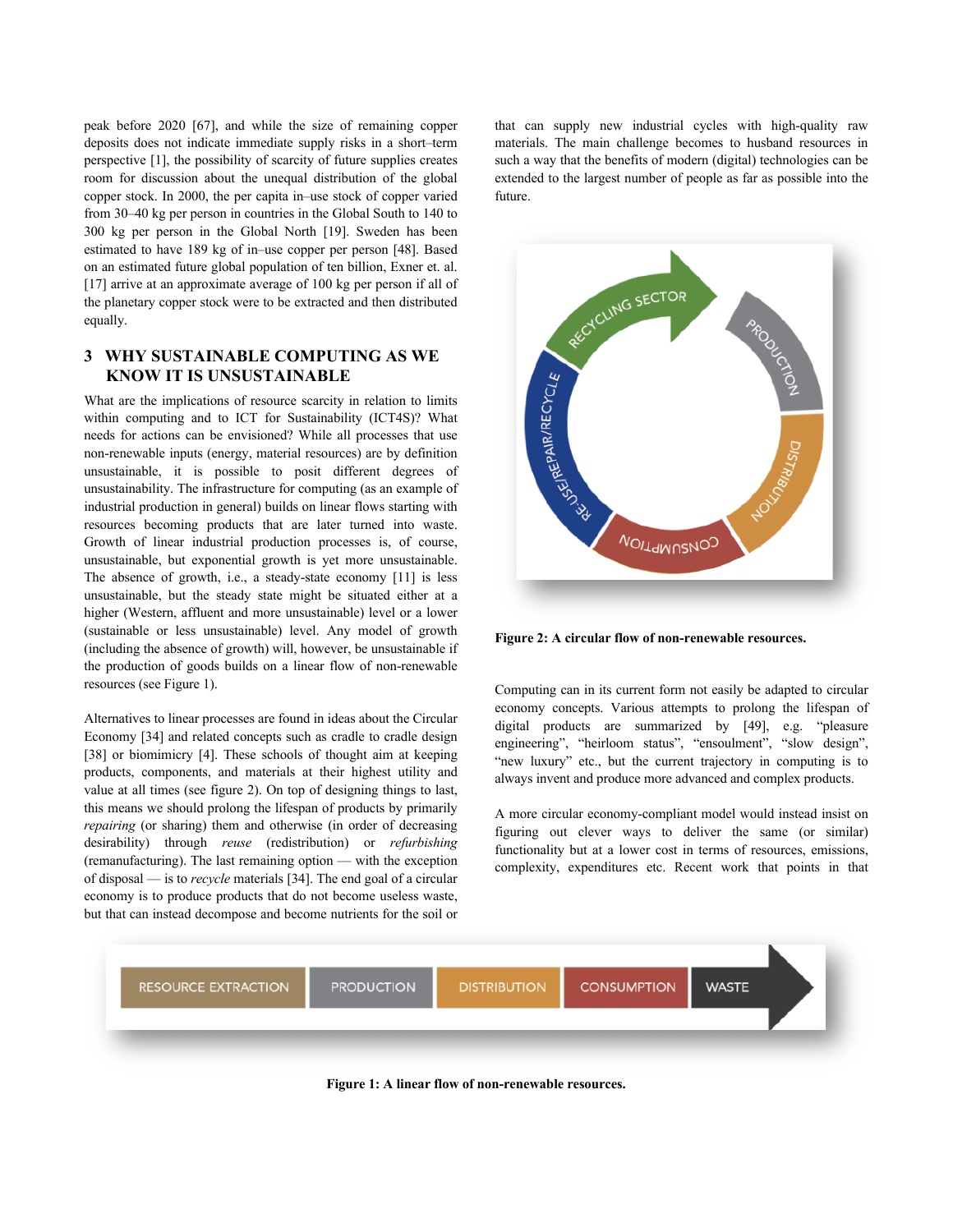peak before 2020 [67], and while the size of remaining copper deposits does not indicate immediate supply risks in a short–term perspective [1], the possibility of scarcity of future supplies creates room for discussion about the unequal distribution of the global copper stock. In 2000, the per capita in–use stock of copper varied from 30–40 kg per person in countries in the Global South to 140 to 300 kg per person in the Global North [19]. Sweden has been estimated to have 189 kg of in–use copper per person [48]. Based on an estimated future global population of ten billion, Exner et. al. [17] arrive at an approximate average of 100 kg per person if all of the planetary copper stock were to be extracted and then distributed equally.

## 3 WHY SUSTAINABLE COMPUTING AS WE KNOW IT IS UNSUSTAINABLE

What are the implications of resource scarcity in relation to limits within computing and to ICT for Sustainability (ICT4S)? What needs for actions can be envisioned? While all processes that use non-renewable inputs (energy, material resources) are by definition unsustainable, it is possible to posit different degrees of unsustainability. The infrastructure for computing (as an example of industrial production in general) builds on linear flows starting with resources becoming products that are later turned into waste. Growth of linear industrial production processes is, of course, unsustainable, but exponential growth is yet more unsustainable. The absence of growth, i.e., a steady-state economy [11] is less unsustainable, but the steady state might be situated either at a higher (Western, affluent and more unsustainable) level or a lower (sustainable or less unsustainable) level. Any model of growth (including the absence of growth) will, however, be unsustainable if the production of goods builds on a linear flow of non-renewable resources (see Figure 1).

Alternatives to linear processes are found in ideas about the Circular Economy [34] and related concepts such as cradle to cradle design [38] or biomimicry [4]. These schools of thought aim at keeping products, components, and materials at their highest utility and value at all times (see figure 2). On top of designing things to last, this means we should prolong the lifespan of products by primarily *repairing* (or sharing) them and otherwise (in order of decreasing desirability) through *reuse* (redistribution) or *refurbishing* (remanufacturing). The last remaining option — with the exception of disposal — is to *recycle* materials [34]. The end goal of a circular economy is to produce products that do not become useless waste, but that can instead decompose and become nutrients for the soil or that can supply new industrial cycles with high-quality raw materials. The main challenge becomes to husband resources in such a way that the benefits of modern (digital) technologies can be extended to the largest number of people as far as possible into the future.

**Figure 2: A circular flow of non-renewable resources.**

Computing can in its current form not easily be adapted to circular economy concepts. Various attempts to prolong the lifespan of digital products are summarized by [49], e.g. "pleasure engineering", "heirloom status", "ensoulment", "slow design", "new luxury" etc., but the current trajectory in computing is to always invent and produce more advanced and complex products.

A more circular economy-compliant model would instead insist on figuring out clever ways to deliver the same (or similar) functionality but at a lower cost in terms of resources, emissions, complexity, expenditures etc. Recent work that points in that

**Figure 1: A linear flow of non-renewable resources.**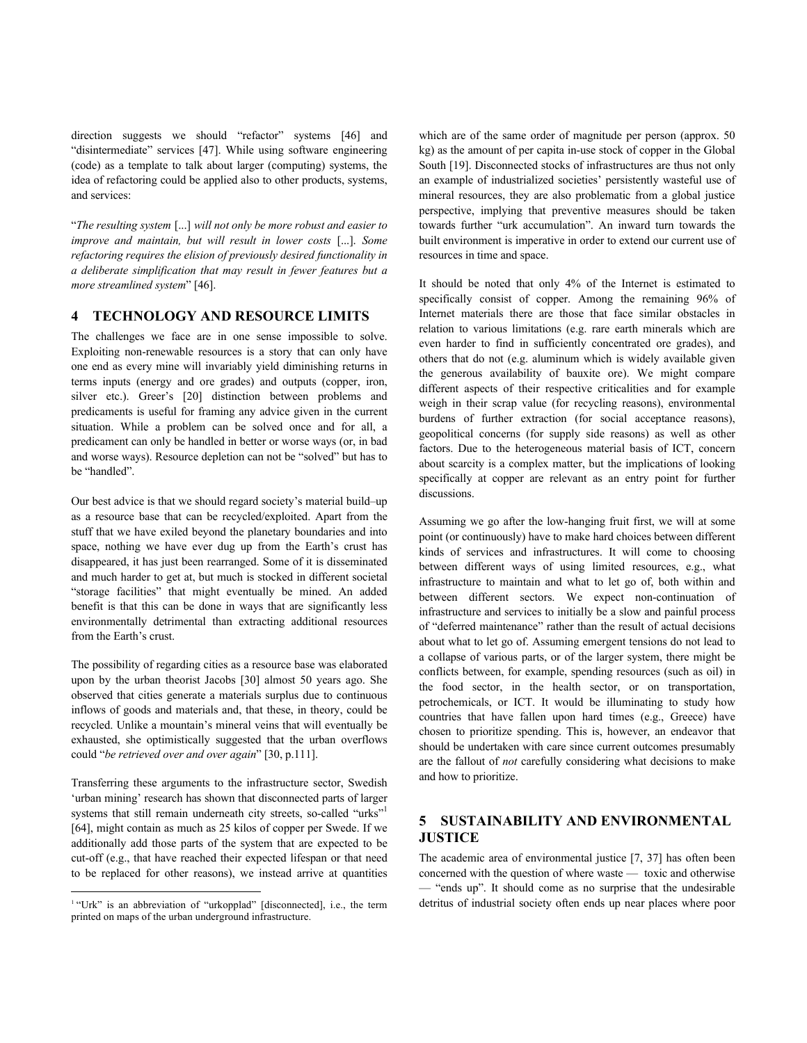direction suggests we should "refactor" systems [46] and "disintermediate" services [47]. While using software engineering (code) as a template to talk about larger (computing) systems, the idea of refactoring could be applied also to other products, systems, and services:

"*The resulting system* [...] *will not only be more robust and easier to improve and maintain, but will result in lower costs* [...]. *Some refactoring requires the elision of previously desired functionality in a deliberate simplification that may result in fewer features but a more streamlined system*" [46].

## 4 TECHNOLOGY AND RESOURCE LIMITS

The challenges we face are in one sense impossible to solve. Exploiting non-renewable resources is a story that can only have one end as every mine will invariably yield diminishing returns in terms inputs (energy and ore grades) and outputs (copper, iron, silver etc.). Greer's [20] distinction between problems and predicaments is useful for framing any advice given in the current situation. While a problem can be solved once and for all, a predicament can only be handled in better or worse ways (or, in bad and worse ways). Resource depletion can not be "solved" but has to be "handled".

Our best advice is that we should regard society's material build–up as a resource base that can be recycled/exploited. Apart from the stuff that we have exiled beyond the planetary boundaries and into space, nothing we have ever dug up from the Earth's crust has disappeared, it has just been rearranged. Some of it is disseminated and much harder to get at, but much is stocked in different societal "storage facilities" that might eventually be mined. An added benefit is that this can be done in ways that are significantly less environmentally detrimental than extracting additional resources from the Earth's crust.

The possibility of regarding cities as a resource base was elaborated upon by the urban theorist Jacobs [30] almost 50 years ago. She observed that cities generate a materials surplus due to continuous inflows of goods and materials and, that these, in theory, could be recycled. Unlike a mountain's mineral veins that will eventually be exhausted, she optimistically suggested that the urban overflows could "*be retrieved over and over again*" [30, p.111].

Transferring these arguments to the infrastructure sector, Swedish 'urban mining' research has shown that disconnected parts of larger systems that still remain underneath city streets, so-called "urks"[1] [64], might contain as much as 25 kilos of copper per Swede. If we additionally add those parts of the system that are expected to be cut-off (e.g., that have reached their expected lifespan or that need to be replaced for other reasons), we instead arrive at quantities which are of the same order of magnitude per person (approx. 50 kg) as the amount of per capita in-use stock of copper in the Global South [19]. Disconnected stocks of infrastructures are thus not only an example of industrialized societies' persistently wasteful use of mineral resources, they are also problematic from a global justice perspective, implying that preventive measures should be taken towards further "urk accumulation". An inward turn towards the built environment is imperative in order to extend our current use of resources in time and space.

It should be noted that only 4% of the Internet is estimated to specifically consist of copper. Among the remaining 96% of Internet materials there are those that face similar obstacles in relation to various limitations (e.g. rare earth minerals which are even harder to find in sufficiently concentrated ore grades), and others that do not (e.g. aluminum which is widely available given the generous availability of bauxite ore). We might compare different aspects of their respective criticalities and for example weigh in their scrap value (for recycling reasons), environmental burdens of further extraction (for social acceptance reasons), geopolitical concerns (for supply side reasons) as well as other factors. Due to the heterogeneous material basis of ICT, concern about scarcity is a complex matter, but the implications of looking specifically at copper are relevant as an entry point for further discussions.

Assuming we go after the low-hanging fruit first, we will at some point (or continuously) have to make hard choices between different kinds of services and infrastructures. It will come to choosing between different ways of using limited resources, e.g., what infrastructure to maintain and what to let go of, both within and between different sectors. We expect non-continuation of infrastructure and services to initially be a slow and painful process of "deferred maintenance" rather than the result of actual decisions about what to let go of. Assuming emergent tensions do not lead to a collapse of various parts, or of the larger system, there might be conflicts between, for example, spending resources (such as oil) in the food sector, in the health sector, or on transportation, petrochemicals, or ICT. It would be illuminating to study how countries that have fallen upon hard times (e.g., Greece) have chosen to prioritize spending. This is, however, an endeavor that should be undertaken with care since current outcomes presumably are the fallout of *not* carefully considering what decisions to make and how to prioritize.

## 5 SUSTAINABILITY AND ENVIRONMENTAL JUSTICE

The academic area of environmental justice [7, 37] has often been concerned with the question of where waste — toxic and otherwise — "ends up". It should come as no surprise that the undesirable detritus of industrial society often ends up near places where poor

[1] "Urk" is an abbreviation of "urkopplad" [disconnected], i.e., the term printed on maps of the urban underground infrastructure.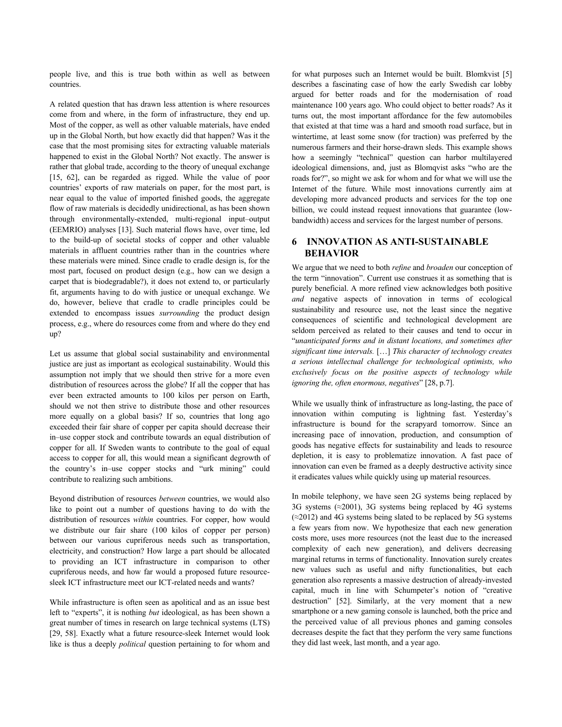people live, and this is true both within as well as between countries.

A related question that has drawn less attention is where resources come from and where, in the form of infrastructure, they end up. Most of the copper, as well as other valuable materials, have ended up in the Global North, but how exactly did that happen? Was it the case that the most promising sites for extracting valuable materials happened to exist in the Global North? Not exactly. The answer is rather that global trade, according to the theory of unequal exchange [15, 62], can be regarded as rigged. While the value of poor countries' exports of raw materials on paper, for the most part, is near equal to the value of imported finished goods, the aggregate flow of raw materials is decidedly unidirectional, as has been shown through environmentally-extended, multi-regional input–output (EEMRIO) analyses [13]. Such material flows have, over time, led to the build-up of societal stocks of copper and other valuable materials in affluent countries rather than in the countries where these materials were mined. Since cradle to cradle design is, for the most part, focused on product design (e.g., how can we design a carpet that is biodegradable?), it does not extend to, or particularly fit, arguments having to do with justice or unequal exchange. We do, however, believe that cradle to cradle principles could be extended to encompass issues *surrounding* the product design process, e.g., where do resources come from and where do they end up?

Let us assume that global social sustainability and environmental justice are just as important as ecological sustainability. Would this assumption not imply that we should then strive for a more even distribution of resources across the globe? If all the copper that has ever been extracted amounts to 100 kilos per person on Earth, should we not then strive to distribute those and other resources more equally on a global basis? If so, countries that long ago exceeded their fair share of copper per capita should decrease their in–use copper stock and contribute towards an equal distribution of copper for all. If Sweden wants to contribute to the goal of equal access to copper for all, this would mean a significant degrowth of the country's in–use copper stocks and "urk mining" could contribute to realizing such ambitions.

Beyond distribution of resources *between* countries, we would also like to point out a number of questions having to do with the distribution of resources *within* countries. For copper, how would we distribute our fair share (100 kilos of copper per person) between our various cupriferous needs such as transportation, electricity, and construction? How large a part should be allocated to providing an ICT infrastructure in comparison to other cupriferous needs, and how far would a proposed future resource-sleek ICT infrastructure meet our ICT-related needs and wants?

While infrastructure is often seen as apolitical and as an issue best left to "experts", it is nothing *but* ideological, as has been shown a great number of times in research on large technical systems (LTS) [29, 58]. Exactly what a future resource-sleek Internet would look like is thus a deeply *political* question pertaining to for whom and for what purposes such an Internet would be built. Blomkvist [5] describes a fascinating case of how the early Swedish car lobby argued for better roads and for the modernisation of road maintenance 100 years ago. Who could object to better roads? As it turns out, the most important affordance for the few automobiles that existed at that time was a hard and smooth road surface, but in wintertime, at least some snow (for traction) was preferred by the numerous farmers and their horse-drawn sleds. This example shows how a seemingly "technical" question can harbor multilayered ideological dimensions, and, just as Blomqvist asks "who are the roads for?", so might we ask for whom and for what we will use the Internet of the future. While most innovations currently aim at developing more advanced products and services for the top one billion, we could instead request innovations that guarantee (low-bandwidth) access and services for the largest number of persons.

## 6 INNOVATION AS ANTI-SUSTAINABLE BEHAVIOR

We argue that we need to both *refine* and *broaden* our conception of the term "innovation". Current use construes it as something that is purely beneficial. A more refined view acknowledges both positive *and* negative aspects of innovation in terms of ecological sustainability and resource use, not the least since the negative consequences of scientific and technological development are seldom perceived as related to their causes and tend to occur in "*unanticipated forms and in distant locations, and sometimes after significant time intervals.* […] *This character of technology creates a serious intellectual challenge for technological optimists, who exclusively focus on the positive aspects of technology while ignoring the, often enormous, negatives*" [28, p.7].

While we usually think of infrastructure as long-lasting, the pace of innovation within computing is lightning fast. Yesterday's infrastructure is bound for the scrapyard tomorrow. Since an increasing pace of innovation, production, and consumption of goods has negative effects for sustainability and leads to resource depletion, it is easy to problematize innovation. A fast pace of innovation can even be framed as a deeply destructive activity since it eradicates values while quickly using up material resources.

In mobile telephony, we have seen 2G systems being replaced by 3G systems (≈2001), 3G systems being replaced by 4G systems (≈2012) and 4G systems being slated to be replaced by 5G systems a few years from now. We hypothesize that each new generation costs more, uses more resources (not the least due to the increased complexity of each new generation), and delivers decreasing marginal returns in terms of functionality. Innovation surely creates new values such as useful and nifty functionalities, but each generation also represents a massive destruction of already-invested capital, much in line with Schumpeter's notion of "creative destruction" [52]. Similarly, at the very moment that a new smartphone or a new gaming console is launched, both the price and the perceived value of all previous phones and gaming consoles decreases despite the fact that they perform the very same functions they did last week, last month, and a year ago.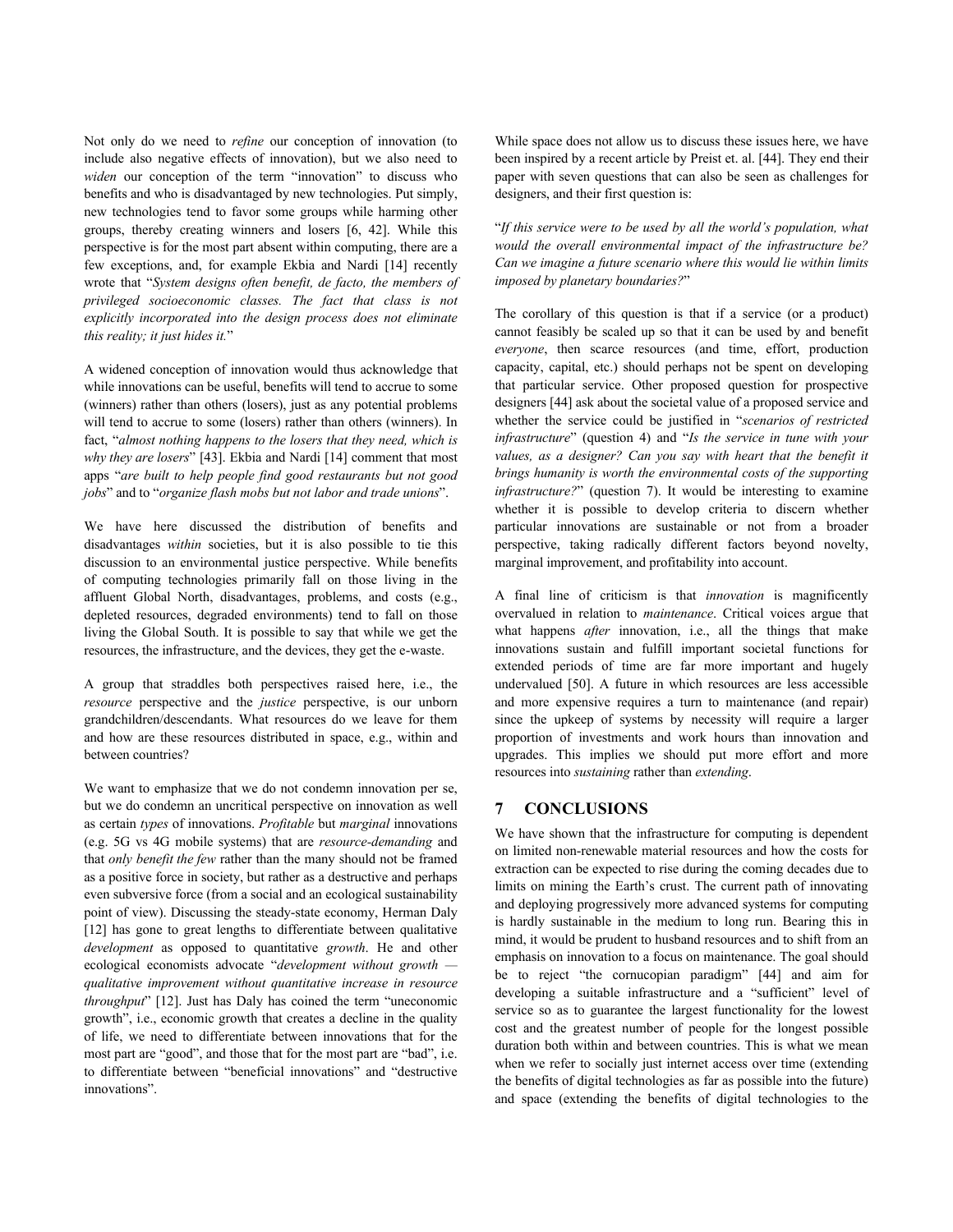Not only do we need to *refine* our conception of innovation (to include also negative effects of innovation), but we also need to *widen* our conception of the term "innovation" to discuss who benefits and who is disadvantaged by new technologies. Put simply, new technologies tend to favor some groups while harming other groups, thereby creating winners and losers [6, 42]. While this perspective is for the most part absent within computing, there are a few exceptions, and, for example Ekbia and Nardi [14] recently wrote that "*System designs often benefit, de facto, the members of privileged socioeconomic classes. The fact that class is not explicitly incorporated into the design process does not eliminate this reality; it just hides it.*"

A widened conception of innovation would thus acknowledge that while innovations can be useful, benefits will tend to accrue to some (winners) rather than others (losers), just as any potential problems will tend to accrue to some (losers) rather than others (winners). In fact, "*almost nothing happens to the losers that they need, which is why they are losers*" [43]. Ekbia and Nardi [14] comment that most apps "*are built to help people find good restaurants but not good jobs*" and to "*organize flash mobs but not labor and trade unions*".

We have here discussed the distribution of benefits and disadvantages *within* societies, but it is also possible to tie this discussion to an environmental justice perspective. While benefits of computing technologies primarily fall on those living in the affluent Global North, disadvantages, problems, and costs (e.g., depleted resources, degraded environments) tend to fall on those living the Global South. It is possible to say that while we get the resources, the infrastructure, and the devices, they get the e-waste.

A group that straddles both perspectives raised here, i.e., the *resource* perspective and the *justice* perspective, is our unborn grandchildren/descendants. What resources do we leave for them and how are these resources distributed in space, e.g., within and between countries?

We want to emphasize that we do not condemn innovation per se, but we do condemn an uncritical perspective on innovation as well as certain *types* of innovations. *Profitable* but *marginal* innovations (e.g. 5G vs 4G mobile systems) that are *resource-demanding* and that *only benefit the few* rather than the many should not be framed as a positive force in society, but rather as a destructive and perhaps even subversive force (from a social and an ecological sustainability point of view). Discussing the steady-state economy, Herman Daly [12] has gone to great lengths to differentiate between qualitative *development* as opposed to quantitative *growth*. He and other ecological economists advocate "*development without growth — qualitative improvement without quantitative increase in resource throughput*" [12]. Just has Daly has coined the term "uneconomic growth", i.e., economic growth that creates a decline in the quality of life, we need to differentiate between innovations that for the most part are "good", and those that for the most part are "bad", i.e. to differentiate between "beneficial innovations" and "destructive innovations".

While space does not allow us to discuss these issues here, we have been inspired by a recent article by Preist et. al. [44]. They end their paper with seven questions that can also be seen as challenges for designers, and their first question is:

"*If this service were to be used by all the world's population, what would the overall environmental impact of the infrastructure be? Can we imagine a future scenario where this would lie within limits imposed by planetary boundaries?*"

The corollary of this question is that if a service (or a product) cannot feasibly be scaled up so that it can be used by and benefit *everyone*, then scarce resources (and time, effort, production capacity, capital, etc.) should perhaps not be spent on developing that particular service. Other proposed question for prospective designers [44] ask about the societal value of a proposed service and whether the service could be justified in "*scenarios of restricted infrastructure*" (question 4) and "*Is the service in tune with your values, as a designer? Can you say with heart that the benefit it brings humanity is worth the environmental costs of the supporting infrastructure?*" (question 7). It would be interesting to examine whether it is possible to develop criteria to discern whether particular innovations are sustainable or not from a broader perspective, taking radically different factors beyond novelty, marginal improvement, and profitability into account.

A final line of criticism is that *innovation* is magnificently overvalued in relation to *maintenance*. Critical voices argue that what happens *after* innovation, i.e., all the things that make innovations sustain and fulfill important societal functions for extended periods of time are far more important and hugely undervalued [50]. A future in which resources are less accessible and more expensive requires a turn to maintenance (and repair) since the upkeep of systems by necessity will require a larger proportion of investments and work hours than innovation and upgrades. This implies we should put more effort and more resources into *sustaining* rather than *extending*.

## 7 CONCLUSIONS

We have shown that the infrastructure for computing is dependent on limited non-renewable material resources and how the costs for extraction can be expected to rise during the coming decades due to limits on mining the Earth's crust. The current path of innovating and deploying progressively more advanced systems for computing is hardly sustainable in the medium to long run. Bearing this in mind, it would be prudent to husband resources and to shift from an emphasis on innovation to a focus on maintenance. The goal should be to reject "the cornucopian paradigm" [44] and aim for developing a suitable infrastructure and a "sufficient" level of service so as to guarantee the largest functionality for the lowest cost and the greatest number of people for the longest possible duration both within and between countries. This is what we mean when we refer to socially just internet access over time (extending the benefits of digital technologies as far as possible into the future) and space (extending the benefits of digital technologies to the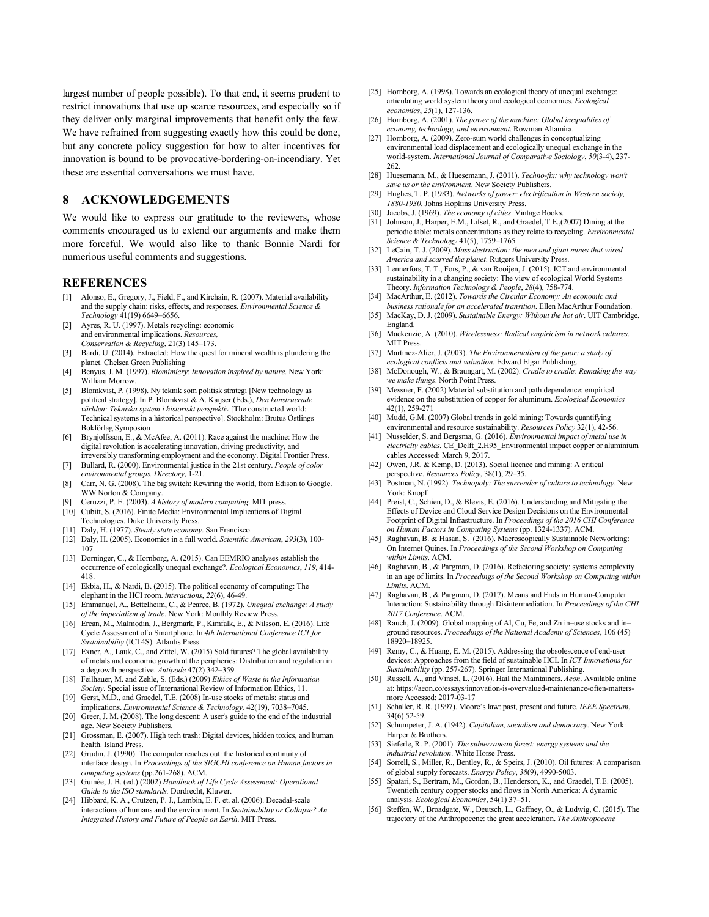largest number of people possible). To that end, it seems prudent to restrict innovations that use up scarce resources, and especially so if they deliver only marginal improvements that benefit only the few. We have refrained from suggesting exactly how this could be done, but any concrete policy suggestion for how to alter incentives for innovation is bound to be provocative-bordering-on-incendiary. Yet these are essential conversations we must have.

## 8 ACKNOWLEDGEMENTS

We would like to express our gratitude to the reviewers, whose comments encouraged us to extend our arguments and make them more forceful. We would also like to thank Bonnie Nardi for numerious useful comments and suggestions.

## REFERENCES

[1] Alonso, E., Gregory, J., Field, F., and Kirchain, R. (2007). Material availability and the supply chain: risks, effects, and responses. *Environmental Science & Technology* 41(19) 6649–6656.

[2] Ayres, R. U. (1997). Metals recycling: economic and environmental implications. *Resources, Conservation & Recycling*, 21(3) 145–173.

[3] Bardi, U. (2014). Extracted: How the quest for mineral wealth is plundering the planet. Chelsea Green Publishing

[4] Benyus, J. M. (1997). *Biomimicry: Innovation inspired by nature*. New York: William Morrow.

[5] Blomkvist, P. (1998). Ny teknik som politisk strategi [New technology as political strategy]. In P. Blomkvist & A. Kaijser (Eds.), *Den konstruerade världen: Tekniska system i historiskt perspektiv* [The constructed world: Technical systems in a historical perspective]. Stockholm: Brutus Östlings Bokförlag Symposion

[6] Brynjolfsson, E., & McAfee, A. (2011). Race against the machine: How the digital revolution is accelerating innovation, driving productivity, and irreversibly transforming employment and the economy. Digital Frontier Press.

[7] Bullard, R. (2000). Environmental justice in the 21st century. *People of color environmental groups. Directory*, 1-21.

[8] Carr, N. G. (2008). The big switch: Rewiring the world, from Edison to Google. WW Norton & Company.

[9] Ceruzzi, P. E. (2003). *A history of modern computing*. MIT press.

[10] Cubitt, S. (2016). Finite Media: Environmental Implications of Digital Technologies. Duke University Press.

[11] Daly, H. (1977). *Steady state economy*. San Francisco.

[12] Daly, H. (2005). Economics in a full world. *Scientific American*, *293*(3), 100-107.

[13] Dorninger, C., & Hornborg, A. (2015). Can EEMRIO analyses establish the occurrence of ecologically unequal exchange?. *Ecological Economics*, *119*, 414-418.

[14] Ekbia, H., & Nardi, B. (2015). The political economy of computing: The elephant in the HCI room. *interactions*, *22*(6), 46-49.

[15] Emmanuel, A., Bettelheim, C., & Pearce, B. (1972). *Unequal exchange: A study of the imperialism of trade*. New York: Monthly Review Press.

[16] Ercan, M., Malmodin, J., Bergmark, P., Kimfalk, E., & Nilsson, E. (2016). Life Cycle Assessment of a Smartphone. In *4th International Conference ICT for Sustainability* (ICT4S). Atlantis Press.

[17] Exner, A., Lauk, C., and Zittel, W. (2015) Sold futures? The global availability of metals and economic growth at the peripheries: Distribution and regulation in a degrowth perspective. *Antipode* 47(2) 342–359.

[18] Feilhauer, M. and Zehle, S. (Eds.) (2009) *Ethics of Waste in the Information Society.* Special issue of International Review of Information Ethics, 11.

[19] Gerst, M.D., and Graedel, T.E. (2008) In-use stocks of metals: status and implications. *Environmental Science & Technology,* 42(19), 7038–7045.

[20] Greer, J. M. (2008). The long descent: A user's guide to the end of the industrial age. New Society Publishers.

[21] Grossman, E. (2007). High tech trash: Digital devices, hidden toxics, and human health. Island Press.

[22] Grudin, J. (1990). The computer reaches out: the historical continuity of interface design. In *Proceedings of the SIGCHI conference on Human factors in computing systems* (pp.261-268). ACM.

[23] Guinée, J. B. (ed.) (2002) *Handbook of Life Cycle Assessment: Operational Guide to the ISO standards.* Dordrecht, Kluwer.

[24] Hibbard, K. A., Crutzen, P. J., Lambin, E. F. et. al. (2006). Decadal-scale interactions of humans and the environment. In *Sustainability or Collapse? An Integrated History and Future of People on Earth*. MIT Press.

[25] Hornborg, A. (1998). Towards an ecological theory of unequal exchange: articulating world system theory and ecological economics. *Ecological economics*, *25*(1), 127-136.

[26] Hornborg, A. (2001). *The power of the machine: Global inequalities of economy, technology, and environment*. Rowman Altamira.

[27] Hornborg, A. (2009). Zero-sum world challenges in conceptualizing environmental load displacement and ecologically unequal exchange in the world-system. *International Journal of Comparative Sociology*, *50*(3-4), 237-262.

[28] Huesemann, M., & Huesemann, J. (2011). *Techno-fix: why technology won't save us or the environment*. New Society Publishers.

[29] Hughes, T. P. (1983). *Networks of power: electrification in Western society, 1880-1930*. Johns Hopkins University Press.

[30] Jacobs, J. (1969). *The economy of cities*. Vintage Books.

[31] Johnson, J., Harper, E.M., Lifset, R., and Graedel, T.E.,(2007) Dining at the periodic table: metals concentrations as they relate to recycling. *Environmental Science & Technology* 41(5), 1759–1765

[32] LeCain, T. J. (2009). *Mass destruction: the men and giant mines that wired America and scarred the planet*. Rutgers University Press.

[33] Lennerfors, T. T., Fors, P., & van Rooijen, J. (2015). ICT and environmental sustainability in a changing society: The view of ecological World Systems Theory. *Information Technology & People*, *28*(4), 758-774.

[34] MacArthur, E. (2012). *Towards the Circular Economy: An economic and business rationale for an accelerated transition*. Ellen MacArthur Foundation.

[35] MacKay, D. J. (2009). *Sustainable Energy: Without the hot air*. UIT Cambridge, England.

[36] Mackenzie, A. (2010). *Wirelessness: Radical empiricism in network cultures*. MIT Press.

[37] Martinez-Alier, J. (2003). *The Environmentalism of the poor: a study of ecological conflicts and valuation*. Edward Elgar Publishing.

[38] McDonough, W., & Braungart, M. (2002). *Cradle to cradle: Remaking the way we make things*. North Point Press.

[39] Messner, F. (2002) Material substitution and path dependence: empirical evidence on the substitution of copper for aluminum. *Ecological Economics* 42(1), 259-271

[40] Mudd, G.M. (2007) Global trends in gold mining: Towards quantifying environmental and resource sustainability. *Resources Policy* 32(1), 42-56.

[41] Nusselder, S. and Bergsma, G. (2016). *Environmental impact of metal use in electricity cables.* CE_Delft_2.H95_Environmental impact copper or aluminium cables Accessed: March 9, 2017.

[42] Owen, J.R. & Kemp, D. (2013). Social licence and mining: A critical perspective. *Resources Policy*, 38(1), 29–35.

[43] Postman, N. (1992). *Technopoly: The surrender of culture to technology*. New York: Knopf.

[44] Preist, C., Schien, D., & Blevis, E. (2016). Understanding and Mitigating the Effects of Device and Cloud Service Design Decisions on the Environmental Footprint of Digital Infrastructure. In *Proceedings of the 2016 CHI Conference on Human Factors in Computing Systems* (pp. 1324-1337). ACM.

[45] Raghavan, B. & Hasan, S. (2016). Macroscopically Sustainable Networking: On Internet Quines. In *Proceedings of the Second Workshop on Computing within Limits*. ACM.

[46] Raghavan, B., & Pargman, D. (2016). Refactoring society: systems complexity in an age of limits. In *Proceedings of the Second Workshop on Computing within Limits*. ACM.

[47] Raghavan, B., & Pargman, D. (2017). Means and Ends in Human-Computer Interaction: Sustainability through Disintermediation. In *Proceedings of the CHI 2017 Conference*. ACM.

[48] Rauch, J. (2009). Global mapping of Al, Cu, Fe, and Zn in–use stocks and in–ground resources. *Proceedings of the National Academy of Sciences*, 106 (45) 18920–18925.

[49] Remy, C., & Huang, E. M. (2015). Addressing the obsolescence of end-user devices: Approaches from the field of sustainable HCI. In *ICT Innovations for Sustainability* (pp. 257-267). Springer International Publishing.

[50] Russell, A., and Vinsel, L. (2016). Hail the Maintainers. *Aeon*. Available online at: https://aeon.co/essays/innovation-is-overvalued-maintenance-often-matters-more Accessed: 2017-03-17

[51] Schaller, R. R. (1997). Moore's law: past, present and future. *IEEE Spectrum*, 34(6) 52-59.

[52] Schumpeter, J. A. (1942). *Capitalism, socialism and democracy*. New York: Harper & Brothers.

[53] Sieferle, R. P. (2001). *The subterranean forest: energy systems and the industrial revolution*. White Horse Press.

[54] Sorrell, S., Miller, R., Bentley, R., & Speirs, J. (2010). Oil futures: A comparison of global supply forecasts. *Energy Policy*, *38*(9), 4990-5003.

[55] Spatari, S., Bertram, M., Gordon, B., Henderson, K., and Graedel, T.E. (2005). Twentieth century copper stocks and flows in North America: A dynamic analysis. *Ecological Economics*, 54(1) 37–51.

[56] Steffen, W., Broadgate, W., Deutsch, L., Gaffney, O., & Ludwig, C. (2015). The trajectory of the Anthropocene: the great acceleration. *The Anthropocene*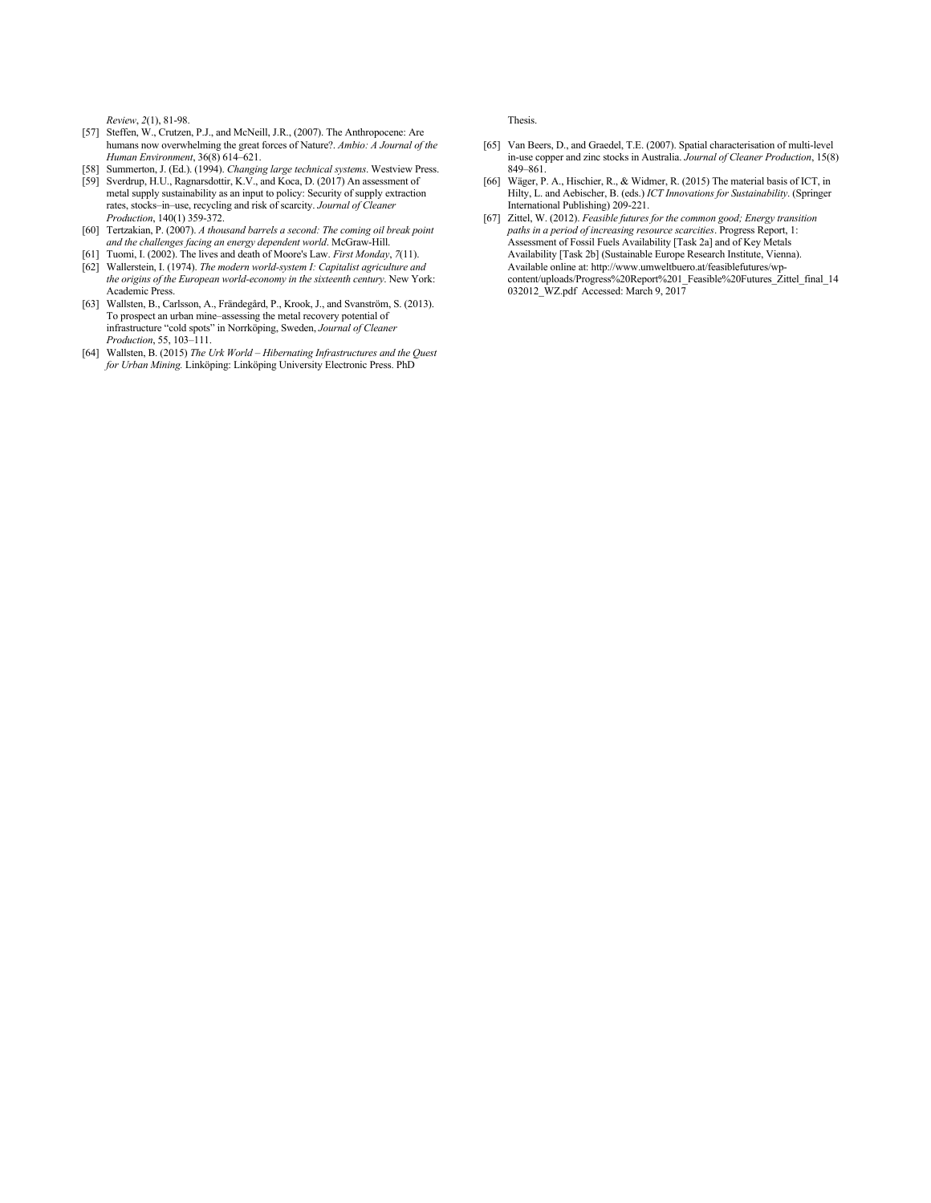*Review*, *2*(1), 81-98.

[57] Steffen, W., Crutzen, P.J., and McNeill, J.R., (2007). The Anthropocene: Are humans now overwhelming the great forces of Nature?. *Ambio: A Journal of the Human Environment*, 36(8) 614–621.

[58] Summerton, J. (Ed.). (1994). *Changing large technical systems*. Westview Press.

[59] Sverdrup, H.U., Ragnarsdottir, K.V., and Koca, D. (2017) An assessment of metal supply sustainability as an input to policy: Security of supply extraction rates, stocks–in–use, recycling and risk of scarcity. *Journal of Cleaner Production*, 140(1) 359-372.

[60] Tertzakian, P. (2007). *A thousand barrels a second: The coming oil break point and the challenges facing an energy dependent world*. McGraw-Hill.

[61] Tuomi, I. (2002). The lives and death of Moore's Law. *First Monday*, *7*(11).

[62] Wallerstein, I. (1974). *The modern world-system I: Capitalist agriculture and the origins of the European world-economy in the sixteenth century*. New York: Academic Press.

[63] Wallsten, B., Carlsson, A., Frändegård, P., Krook, J., and Svanström, S. (2013). To prospect an urban mine–assessing the metal recovery potential of infrastructure "cold spots" in Norrköping, Sweden, *Journal of Cleaner Production*, 55, 103–111.

[64] Wallsten, B. (2015) *The Urk World – Hibernating Infrastructures and the Quest for Urban Mining.* Linköping: Linköping University Electronic Press. PhD Thesis.

[65] Van Beers, D., and Graedel, T.E. (2007). Spatial characterisation of multi-level in-use copper and zinc stocks in Australia. *Journal of Cleaner Production*, 15(8) 849–861.

[66] Wäger, P. A., Hischier, R., & Widmer, R. (2015) The material basis of ICT, in Hilty, L. and Aebischer, B. (eds.) *ICT Innovations for Sustainability*. (Springer International Publishing) 209-221.

[67] Zittel, W. (2012). *Feasible futures for the common good; Energy transition paths in a period of increasing resource scarcities*. Progress Report, 1: Assessment of Fossil Fuels Availability [Task 2a] and of Key Metals Availability [Task 2b] (Sustainable Europe Research Institute, Vienna). Available online at: http://www.umweltbuero.at/feasiblefutures/wp-content/uploads/Progress%20Report%201_Feasible%20Futures_Zittel_final_14032012_WZ.pdf Accessed: March 9, 2017